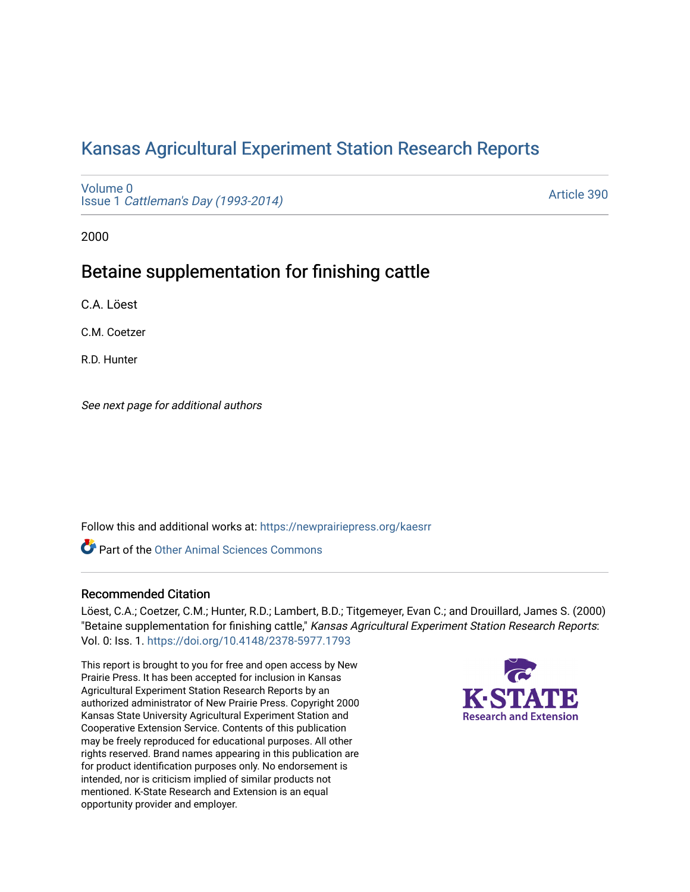# Kansas Agricultural Experiment Station Research Reports

Volume 0
Issue 1 *Cattleman's Day (1993-2014)*

Article 390

2000

## Betaine supplementation for finishing cattle

C.A. Löest

C.M. Coetzer

R.D. Hunter

*See next page for additional authors*

Follow this and additional works at: https://newprairiepress.org/kaesrr

Part of the Other Animal Sciences Commons

### Recommended Citation

Löest, C.A.; Coetzer, C.M.; Hunter, R.D.; Lambert, B.D.; Titgemeyer, Evan C.; and Drouillard, James S. (2000) "Betaine supplementation for finishing cattle," *Kansas Agricultural Experiment Station Research Reports*: Vol. 0: Iss. 1. https://doi.org/10.4148/2378-5977.1793

This report is brought to you for free and open access by New Prairie Press. It has been accepted for inclusion in Kansas Agricultural Experiment Station Research Reports by an authorized administrator of New Prairie Press. Copyright 2000 Kansas State University Agricultural Experiment Station and Cooperative Extension Service. Contents of this publication may be freely reproduced for educational purposes. All other rights reserved. Brand names appearing in this publication are for product identification purposes only. No endorsement is intended, nor is criticism implied of similar products not mentioned. K-State Research and Extension is an equal opportunity provider and employer.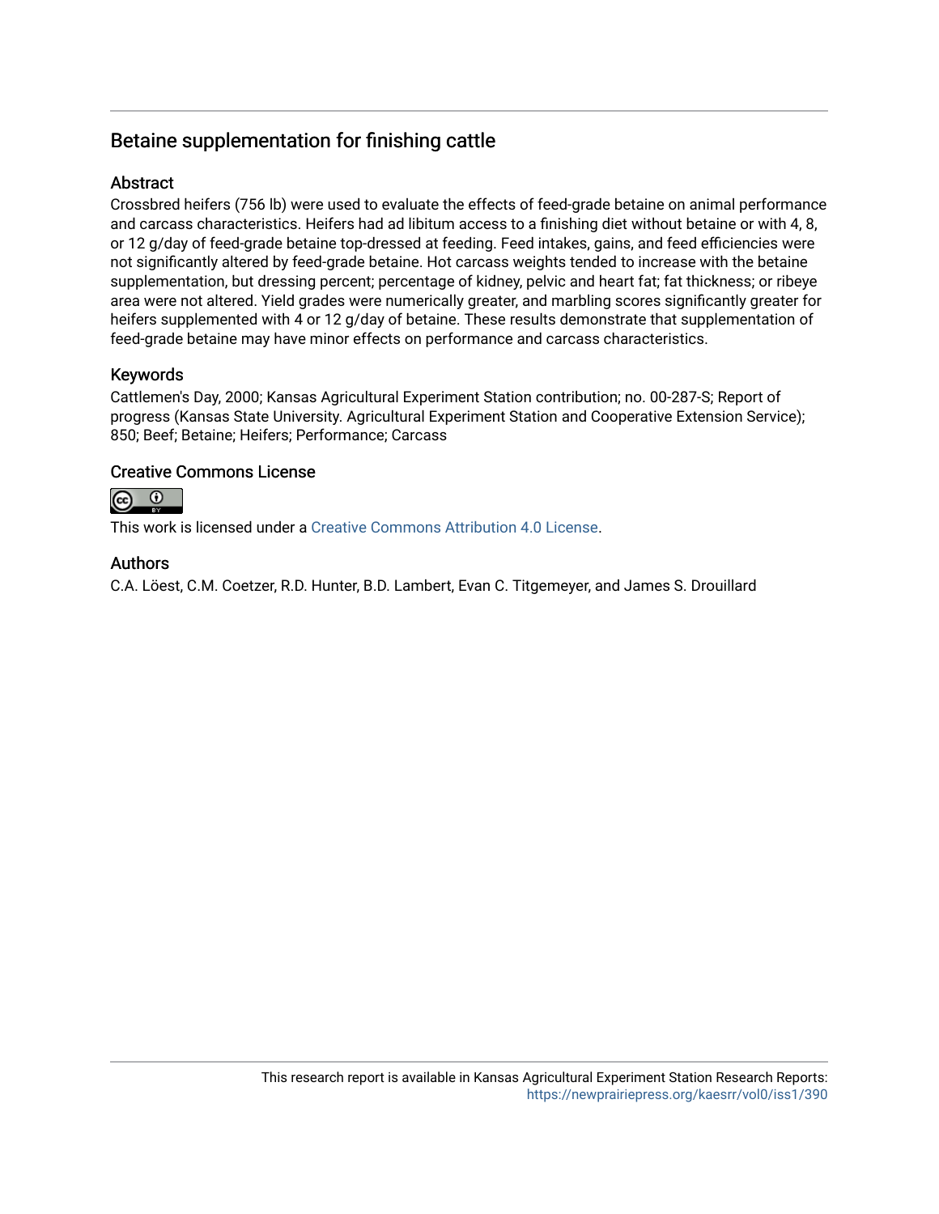## Betaine supplementation for finishing cattle

### Abstract

Crossbred heifers (756 lb) were used to evaluate the effects of feed-grade betaine on animal performance and carcass characteristics. Heifers had ad libitum access to a finishing diet without betaine or with 4, 8, or 12 g/day of feed-grade betaine top-dressed at feeding. Feed intakes, gains, and feed efficiencies were not significantly altered by feed-grade betaine. Hot carcass weights tended to increase with the betaine supplementation, but dressing percent; percentage of kidney, pelvic and heart fat; fat thickness; or ribeye area were not altered. Yield grades were numerically greater, and marbling scores significantly greater for heifers supplemented with 4 or 12 g/day of betaine. These results demonstrate that supplementation of feed-grade betaine may have minor effects on performance and carcass characteristics.

### Keywords

Cattlemen's Day, 2000; Kansas Agricultural Experiment Station contribution; no. 00-287-S; Report of progress (Kansas State University. Agricultural Experiment Station and Cooperative Extension Service); 850; Beef; Betaine; Heifers; Performance; Carcass

### Creative Commons License

This work is licensed under a Creative Commons Attribution 4.0 License.

### Authors

C.A. Löest, C.M. Coetzer, R.D. Hunter, B.D. Lambert, Evan C. Titgemeyer, and James S. Drouillard

This research report is available in Kansas Agricultural Experiment Station Research Reports: https://newprairiepress.org/kaesrr/vol0/iss1/390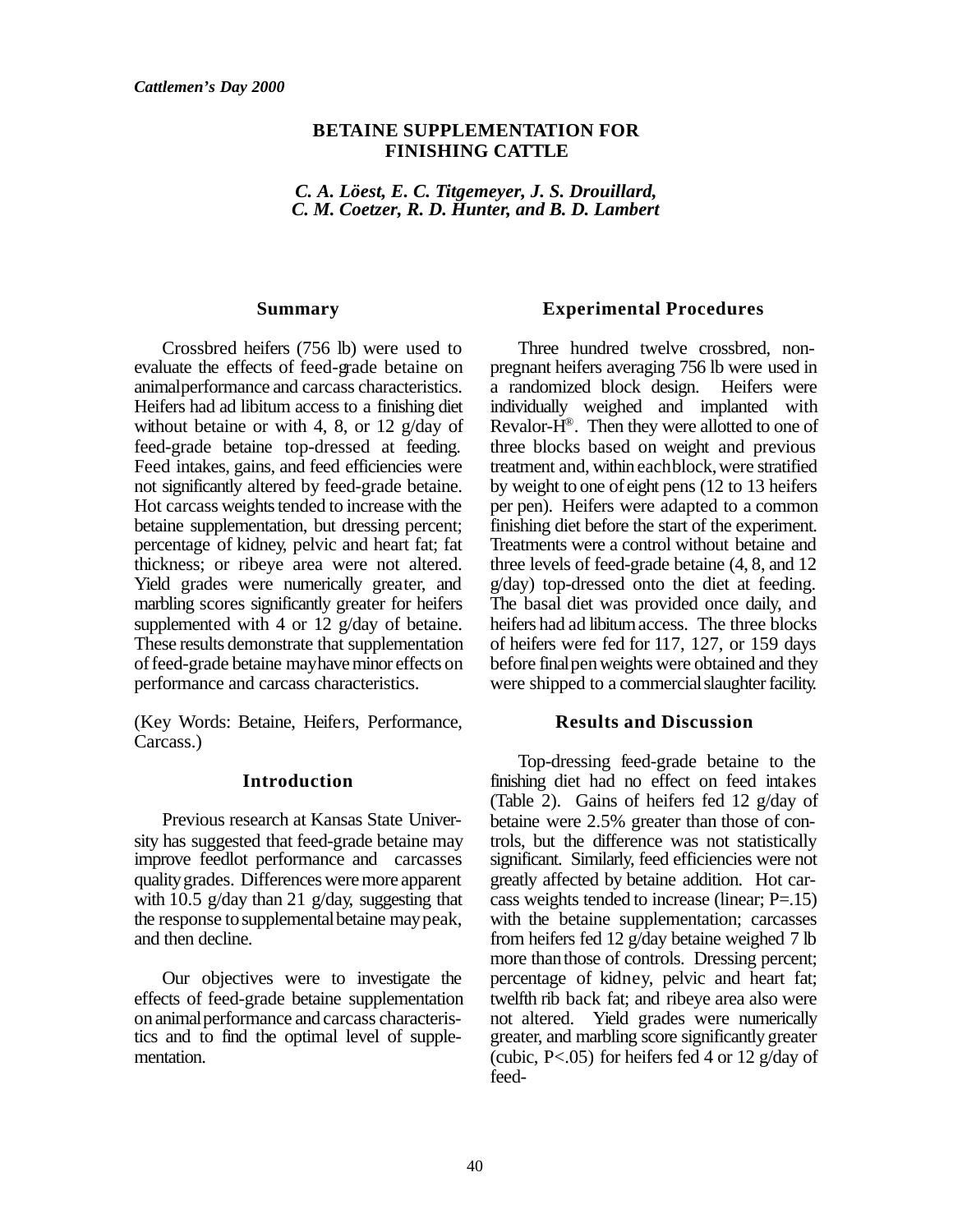*Cattlemen's Day 2000*

# BETAINE SUPPLEMENTATION FOR FINISHING CATTLE

*C. A. Löest, E. C. Titgemeyer, J. S. Drouillard, C. M. Coetzer, R. D. Hunter, and B. D. Lambert*

## Summary

Crossbred heifers (756 lb) were used to evaluate the effects of feed-grade betaine on animal performance and carcass characteristics. Heifers had ad libitum access to a finishing diet without betaine or with 4, 8, or 12 g/day of feed-grade betaine top-dressed at feeding. Feed intakes, gains, and feed efficiencies were not significantly altered by feed-grade betaine. Hot carcass weights tended to increase with the betaine supplementation, but dressing percent; percentage of kidney, pelvic and heart fat; fat thickness; or ribeye area were not altered. Yield grades were numerically greater, and marbling scores significantly greater for heifers supplemented with 4 or 12 g/day of betaine. These results demonstrate that supplementation of feed-grade betaine may have minor effects on performance and carcass characteristics.

(Key Words: Betaine, Heifers, Performance, Carcass.)

## Introduction

Previous research at Kansas State University has suggested that feed-grade betaine may improve feedlot performance and carcasses quality grades. Differences were more apparent with 10.5 g/day than 21 g/day, suggesting that the response to supplemental betaine may peak, and then decline.

Our objectives were to investigate the effects of feed-grade betaine supplementation on animal performance and carcass characteristics and to find the optimal level of supplementation.

## Experimental Procedures

Three hundred twelve crossbred, nonpregnant heifers averaging 756 lb were used in a randomized block design. Heifers were individually weighed and implanted with Revalor-H®. Then they were allotted to one of three blocks based on weight and previous treatment and, within each block, were stratified by weight to one of eight pens (12 to 13 heifers per pen). Heifers were adapted to a common finishing diet before the start of the experiment. Treatments were a control without betaine and three levels of feed-grade betaine (4, 8, and 12 g/day) top-dressed onto the diet at feeding. The basal diet was provided once daily, and heifers had ad libitum access. The three blocks of heifers were fed for 117, 127, or 159 days before final pen weights were obtained and they were shipped to a commercial slaughter facility.

## Results and Discussion

Top-dressing feed-grade betaine to the finishing diet had no effect on feed intakes (Table 2). Gains of heifers fed 12 g/day of betaine were 2.5% greater than those of controls, but the difference was not statistically significant. Similarly, feed efficiencies were not greatly affected by betaine addition. Hot carcass weights tended to increase (linear; P=.15) with the betaine supplementation; carcasses from heifers fed 12 g/day betaine weighed 7 lb more than those of controls. Dressing percent; percentage of kidney, pelvic and heart fat; twelfth rib back fat; and ribeye area also were not altered. Yield grades were numerically greater, and marbling score significantly greater (cubic, P<.05) for heifers fed 4 or 12 g/day of feed-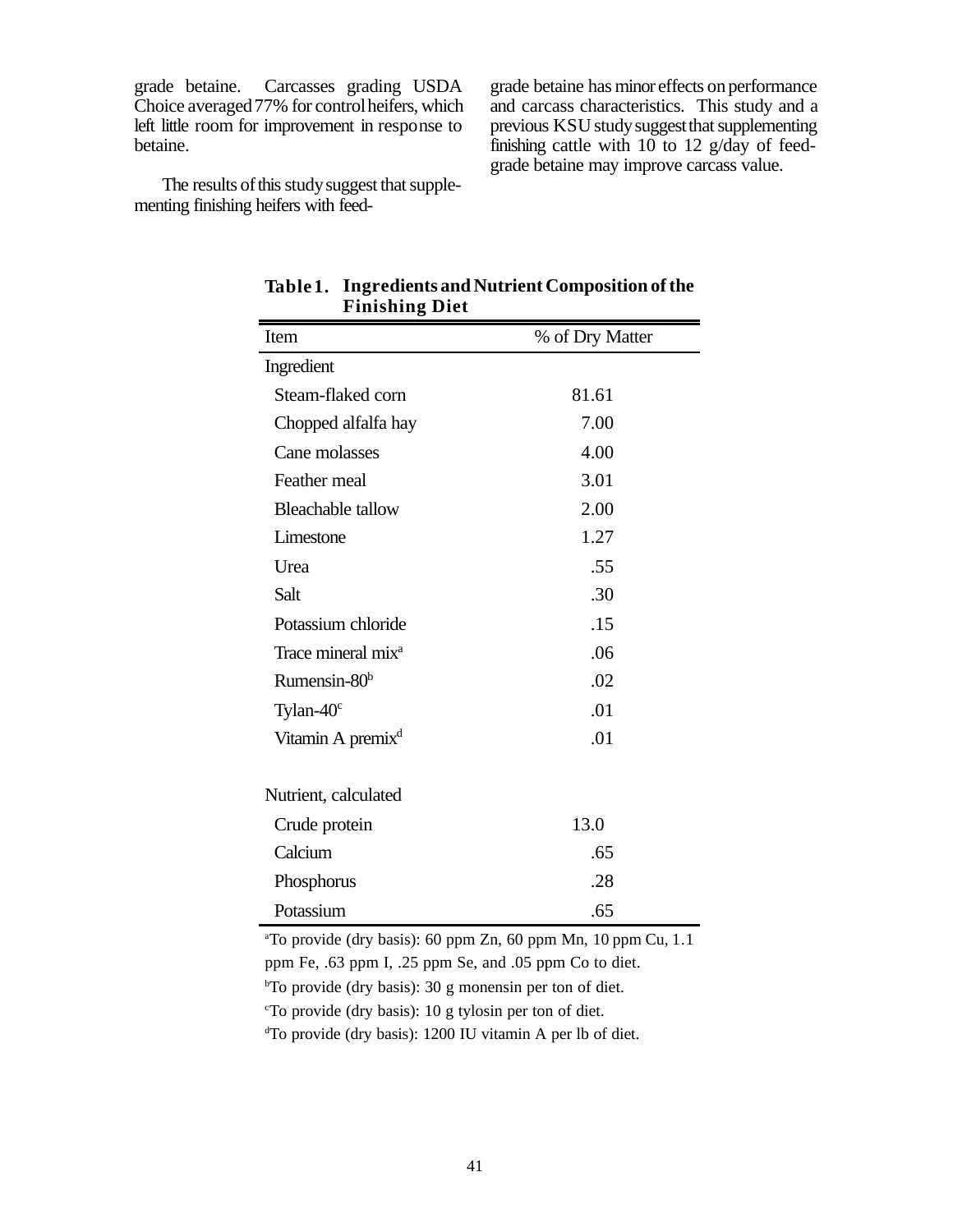grade betaine. Carcasses grading USDA Choice averaged 77% for control heifers, which left little room for improvement in response to betaine.

The results of this study suggest that supplementing finishing heifers with feed-grade betaine has minor effects on performance and carcass characteristics. This study and a previous KSU study suggest that supplementing finishing cattle with 10 to 12 g/day of feed-grade betaine may improve carcass value.

**Table 1. Ingredients and Nutrient Composition of the Finishing Diet**

| Item | % of Dry Matter |
|---|---|
| Ingredient | |
| Steam-flaked corn | 81.61 |
| Chopped alfalfa hay | 7.00 |
| Cane molasses | 4.00 |
| Feather meal | 3.01 |
| Bleachable tallow | 2.00 |
| Limestone | 1.27 |
| Urea | .55 |
| Salt | .30 |
| Potassium chloride | .15 |
| Trace mineral mix[a] | .06 |
| Rumensin-80[b] | .02 |
| Tylan-40[c] | .01 |
| Vitamin A premix[d] | .01 |
| | |
| Nutrient, calculated | |
| Crude protein | 13.0 |
| Calcium | .65 |
| Phosphorus | .28 |
| Potassium | .65 |

[a]To provide (dry basis): 60 ppm Zn, 60 ppm Mn, 10 ppm Cu, 1.1 ppm Fe, .63 ppm I, .25 ppm Se, and .05 ppm Co to diet.

[b]To provide (dry basis): 30 g monensin per ton of diet.

[c]To provide (dry basis): 10 g tylosin per ton of diet.

[d]To provide (dry basis): 1200 IU vitamin A per lb of diet.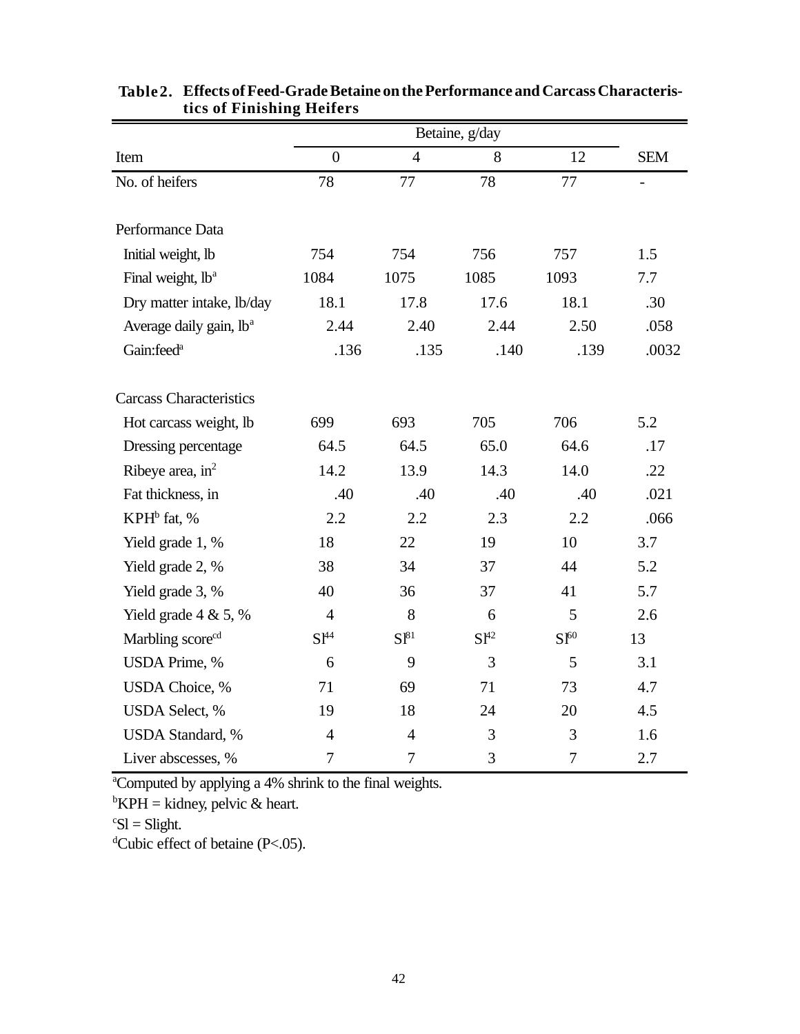**Table 2. Effects of Feed-Grade Betaine on the Performance and Carcass Characteristics of Finishing Heifers**

| | Betaine, g/day | | | | |
|---|---|---|---|---|---|
| Item | 0 | 4 | 8 | 12 | SEM |
| No. of heifers | 78 | 77 | 78 | 77 | - |
| Performance Data | | | | | |
| Initial weight, lb | 754 | 754 | 756 | 757 | 1.5 |
| Final weight, lb[a] | 1084 | 1075 | 1085 | 1093 | 7.7 |
| Dry matter intake, lb/day | 18.1 | 17.8 | 17.6 | 18.1 | .30 |
| Average daily gain, lb[a] | 2.44 | 2.40 | 2.44 | 2.50 | .058 |
| Gain:feed[a] | .136 | .135 | .140 | .139 | .0032 |
| Carcass Characteristics | | | | | |
| Hot carcass weight, lb | 699 | 693 | 705 | 706 | 5.2 |
| Dressing percentage | 64.5 | 64.5 | 65.0 | 64.6 | .17 |
| Ribeye area, $in^2$ | 14.2 | 13.9 | 14.3 | 14.0 | .22 |
| Fat thickness, in | .40 | .40 | .40 | .40 | .021 |
| KPH[b] fat, % | 2.2 | 2.2 | 2.3 | 2.2 | .066 |
| Yield grade 1, % | 18 | 22 | 19 | 10 | 3.7 |
| Yield grade 2, % | 38 | 34 | 37 | 44 | 5.2 |
| Yield grade 3, % | 40 | 36 | 37 | 41 | 5.7 |
| Yield grade 4 & 5, % | 4 | 8 | 6 | 5 | 2.6 |
| Marbling score[cd] | $Sl^{44}$ | $Sl^{81}$ | $Sl^{42}$ | $Sl^{60}$ | 13 |
| USDA Prime, % | 6 | 9 | 3 | 5 | 3.1 |
| USDA Choice, % | 71 | 69 | 71 | 73 | 4.7 |
| USDA Select, % | 19 | 18 | 24 | 20 | 4.5 |
| USDA Standard, % | 4 | 4 | 3 | 3 | 1.6 |
| Liver abscesses, % | 7 | 7 | 3 | 7 | 2.7 |

[a]Computed by applying a 4% shrink to the final weights.
[b]KPH = kidney, pelvic & heart.
[c]Sl = Slight.
[d]Cubic effect of betaine ($P<.05$).